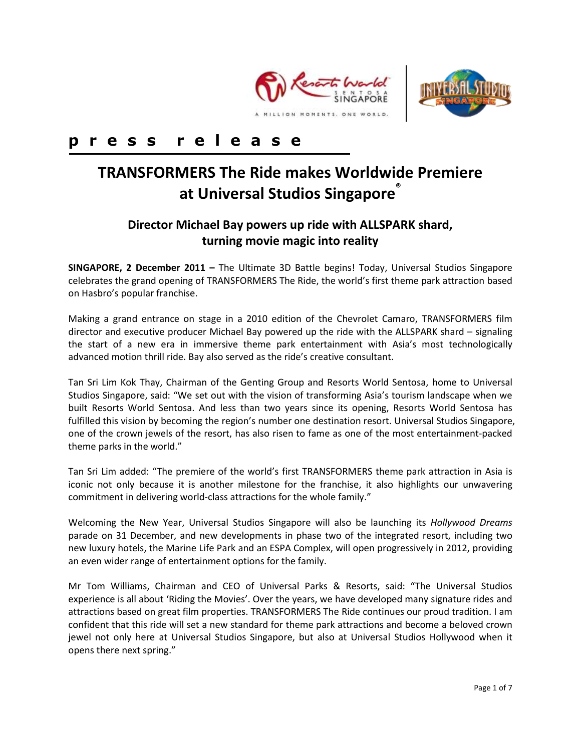**p r e s s   r e l e a s e**

# TRANSFORMERS The Ride makes Worldwide Premiere at Universal Studios Singapore®

## Director Michael Bay powers up ride with ALLSPARK shard, turning movie magic into reality

**SINGAPORE, 2 December 2011 –** The Ultimate 3D Battle begins! Today, Universal Studios Singapore celebrates the grand opening of TRANSFORMERS The Ride, the world's first theme park attraction based on Hasbro's popular franchise.

Making a grand entrance on stage in a 2010 edition of the Chevrolet Camaro, TRANSFORMERS film director and executive producer Michael Bay powered up the ride with the ALLSPARK shard – signaling the start of a new era in immersive theme park entertainment with Asia's most technologically advanced motion thrill ride. Bay also served as the ride's creative consultant.

Tan Sri Lim Kok Thay, Chairman of the Genting Group and Resorts World Sentosa, home to Universal Studios Singapore, said: "We set out with the vision of transforming Asia's tourism landscape when we built Resorts World Sentosa. And less than two years since its opening, Resorts World Sentosa has fulfilled this vision by becoming the region's number one destination resort. Universal Studios Singapore, one of the crown jewels of the resort, has also risen to fame as one of the most entertainment-packed theme parks in the world."

Tan Sri Lim added: "The premiere of the world's first TRANSFORMERS theme park attraction in Asia is iconic not only because it is another milestone for the franchise, it also highlights our unwavering commitment in delivering world-class attractions for the whole family."

Welcoming the New Year, Universal Studios Singapore will also be launching its *Hollywood Dreams* parade on 31 December, and new developments in phase two of the integrated resort, including two new luxury hotels, the Marine Life Park and an ESPA Complex, will open progressively in 2012, providing an even wider range of entertainment options for the family.

Mr Tom Williams, Chairman and CEO of Universal Parks & Resorts, said: "The Universal Studios experience is all about 'Riding the Movies'. Over the years, we have developed many signature rides and attractions based on great film properties. TRANSFORMERS The Ride continues our proud tradition. I am confident that this ride will set a new standard for theme park attractions and become a beloved crown jewel not only here at Universal Studios Singapore, but also at Universal Studios Hollywood when it opens there next spring."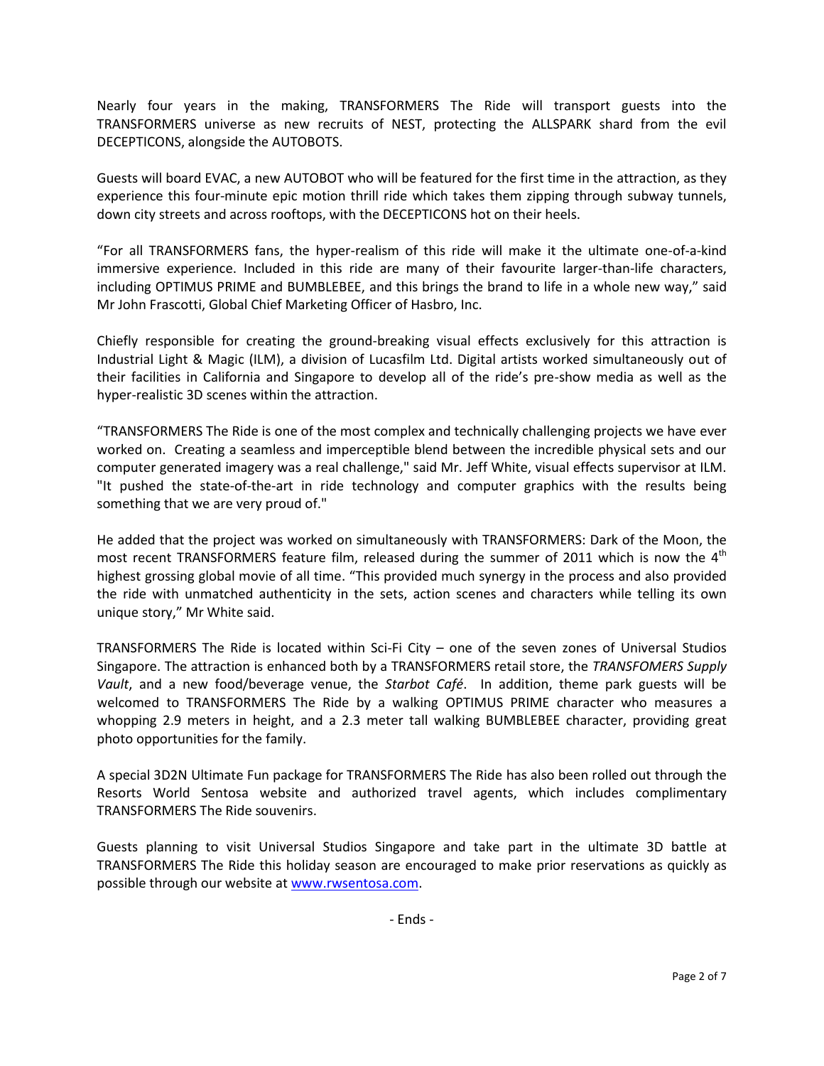Nearly four years in the making, TRANSFORMERS The Ride will transport guests into the TRANSFORMERS universe as new recruits of NEST, protecting the ALLSPARK shard from the evil DECEPTICONS, alongside the AUTOBOTS.

Guests will board EVAC, a new AUTOBOT who will be featured for the first time in the attraction, as they experience this four-minute epic motion thrill ride which takes them zipping through subway tunnels, down city streets and across rooftops, with the DECEPTICONS hot on their heels.

"For all TRANSFORMERS fans, the hyper-realism of this ride will make it the ultimate one-of-a-kind immersive experience. Included in this ride are many of their favourite larger-than-life characters, including OPTIMUS PRIME and BUMBLEBEE, and this brings the brand to life in a whole new way," said Mr John Frascotti, Global Chief Marketing Officer of Hasbro, Inc.

Chiefly responsible for creating the ground-breaking visual effects exclusively for this attraction is Industrial Light & Magic (ILM), a division of Lucasfilm Ltd. Digital artists worked simultaneously out of their facilities in California and Singapore to develop all of the ride's pre-show media as well as the hyper-realistic 3D scenes within the attraction.

"TRANSFORMERS The Ride is one of the most complex and technically challenging projects we have ever worked on. Creating a seamless and imperceptible blend between the incredible physical sets and our computer generated imagery was a real challenge," said Mr. Jeff White, visual effects supervisor at ILM. "It pushed the state-of-the-art in ride technology and computer graphics with the results being something that we are very proud of."

He added that the project was worked on simultaneously with TRANSFORMERS: Dark of the Moon, the most recent TRANSFORMERS feature film, released during the summer of 2011 which is now the 4th highest grossing global movie of all time. "This provided much synergy in the process and also provided the ride with unmatched authenticity in the sets, action scenes and characters while telling its own unique story," Mr White said.

TRANSFORMERS The Ride is located within Sci-Fi City – one of the seven zones of Universal Studios Singapore. The attraction is enhanced both by a TRANSFORMERS retail store, the *TRANSFOMERS Supply Vault*, and a new food/beverage venue, the *Starbot Café*. In addition, theme park guests will be welcomed to TRANSFORMERS The Ride by a walking OPTIMUS PRIME character who measures a whopping 2.9 meters in height, and a 2.3 meter tall walking BUMBLEBEE character, providing great photo opportunities for the family.

A special 3D2N Ultimate Fun package for TRANSFORMERS The Ride has also been rolled out through the Resorts World Sentosa website and authorized travel agents, which includes complimentary TRANSFORMERS The Ride souvenirs.

Guests planning to visit Universal Studios Singapore and take part in the ultimate 3D battle at TRANSFORMERS The Ride this holiday season are encouraged to make prior reservations as quickly as possible through our website at [www.rwsentosa.com](http://www.rwsentosa.com).

- Ends -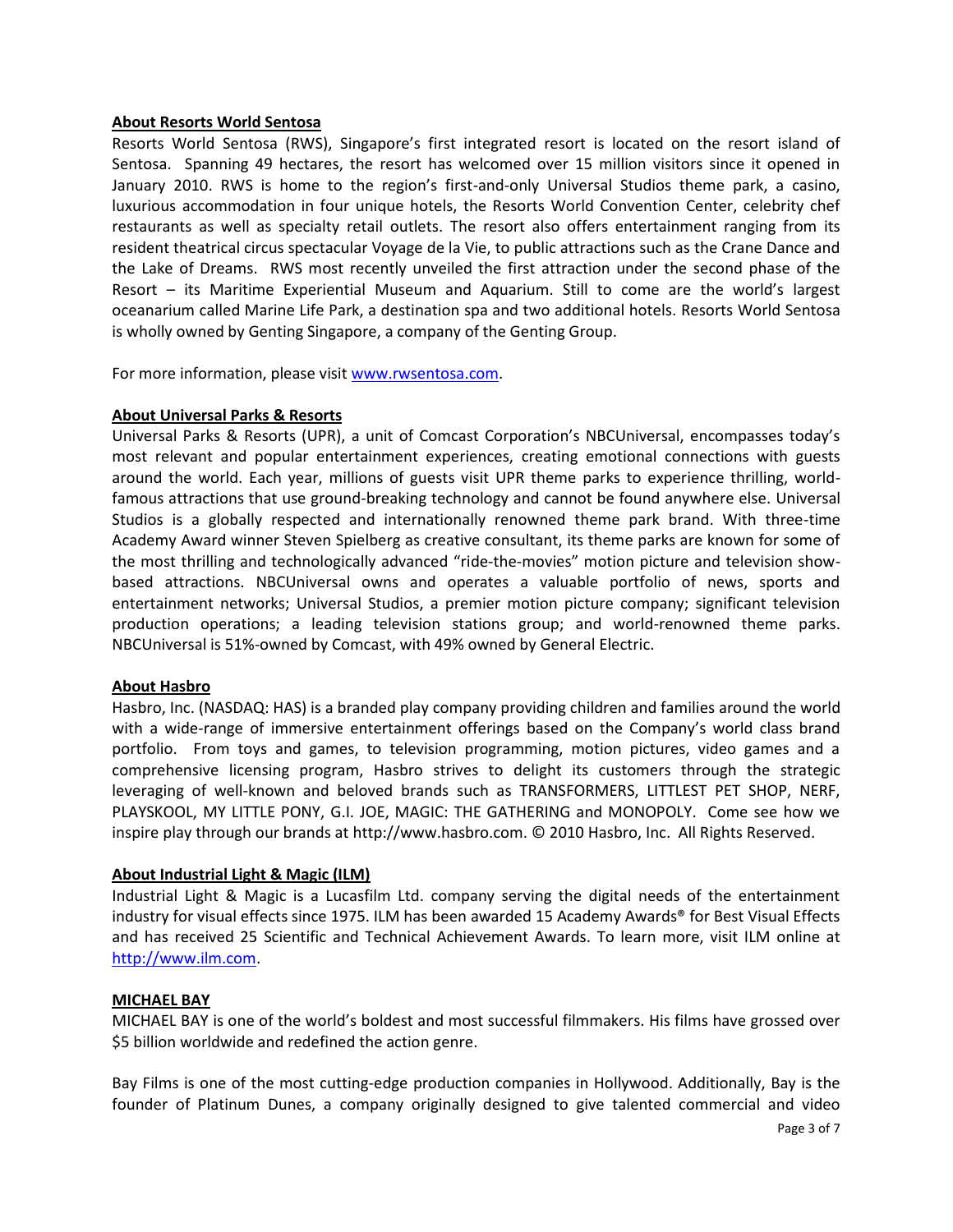**About Resorts World Sentosa**

Resorts World Sentosa (RWS), Singapore's first integrated resort is located on the resort island of Sentosa. Spanning 49 hectares, the resort has welcomed over 15 million visitors since it opened in January 2010. RWS is home to the region's first-and-only Universal Studios theme park, a casino, luxurious accommodation in four unique hotels, the Resorts World Convention Center, celebrity chef restaurants as well as specialty retail outlets. The resort also offers entertainment ranging from its resident theatrical circus spectacular Voyage de la Vie, to public attractions such as the Crane Dance and the Lake of Dreams. RWS most recently unveiled the first attraction under the second phase of the Resort – its Maritime Experiential Museum and Aquarium. Still to come are the world's largest oceanarium called Marine Life Park, a destination spa and two additional hotels. Resorts World Sentosa is wholly owned by Genting Singapore, a company of the Genting Group.

For more information, please visit www.rwsentosa.com.

**About Universal Parks & Resorts**

Universal Parks & Resorts (UPR), a unit of Comcast Corporation's NBCUniversal, encompasses today's most relevant and popular entertainment experiences, creating emotional connections with guests around the world. Each year, millions of guests visit UPR theme parks to experience thrilling, world-famous attractions that use ground-breaking technology and cannot be found anywhere else. Universal Studios is a globally respected and internationally renowned theme park brand. With three-time Academy Award winner Steven Spielberg as creative consultant, its theme parks are known for some of the most thrilling and technologically advanced "ride-the-movies" motion picture and television show-based attractions. NBCUniversal owns and operates a valuable portfolio of news, sports and entertainment networks; Universal Studios, a premier motion picture company; significant television production operations; a leading television stations group; and world-renowned theme parks. NBCUniversal is 51%-owned by Comcast, with 49% owned by General Electric.

**About Hasbro**

Hasbro, Inc. (NASDAQ: HAS) is a branded play company providing children and families around the world with a wide-range of immersive entertainment offerings based on the Company's world class brand portfolio. From toys and games, to television programming, motion pictures, video games and a comprehensive licensing program, Hasbro strives to delight its customers through the strategic leveraging of well-known and beloved brands such as TRANSFORMERS, LITTLEST PET SHOP, NERF, PLAYSKOOL, MY LITTLE PONY, G.I. JOE, MAGIC: THE GATHERING and MONOPOLY. Come see how we inspire play through our brands at http://www.hasbro.com. © 2010 Hasbro, Inc. All Rights Reserved.

**About Industrial Light & Magic (ILM)**

Industrial Light & Magic is a Lucasfilm Ltd. company serving the digital needs of the entertainment industry for visual effects since 1975. ILM has been awarded 15 Academy Awards® for Best Visual Effects and has received 25 Scientific and Technical Achievement Awards. To learn more, visit ILM online at http://www.ilm.com.

**MICHAEL BAY**

MICHAEL BAY is one of the world's boldest and most successful filmmakers. His films have grossed over $5 billion worldwide and redefined the action genre.

Bay Films is one of the most cutting-edge production companies in Hollywood. Additionally, Bay is the founder of Platinum Dunes, a company originally designed to give talented commercial and video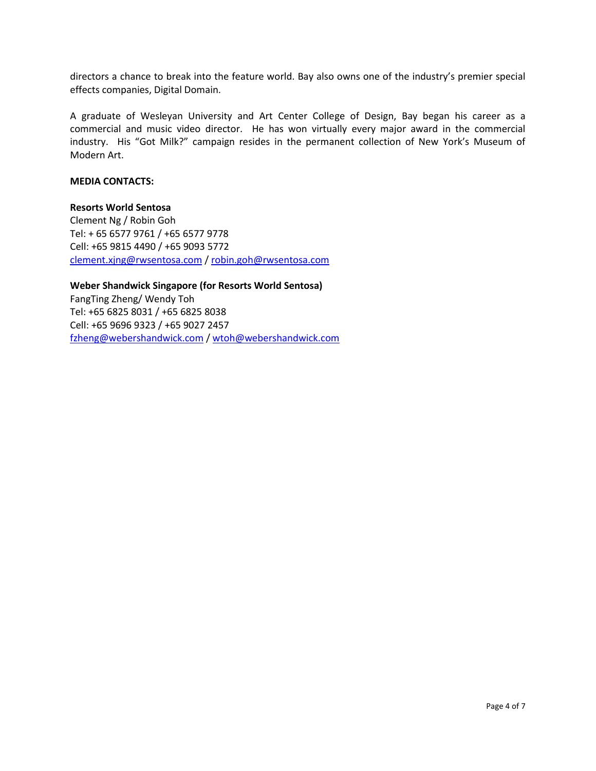directors a chance to break into the feature world. Bay also owns one of the industry's premier special effects companies, Digital Domain.

A graduate of Wesleyan University and Art Center College of Design, Bay began his career as a commercial and music video director. He has won virtually every major award in the commercial industry. His "Got Milk?" campaign resides in the permanent collection of New York's Museum of Modern Art.

**MEDIA CONTACTS:**

**Resorts World Sentosa**
Clement Ng / Robin Goh
Tel: + 65 6577 9761 / +65 6577 9778
Cell: +65 9815 4490 / +65 9093 5772
clement.xjng@rwsentosa.com / robin.goh@rwsentosa.com

**Weber Shandwick Singapore (for Resorts World Sentosa)**
FangTing Zheng/ Wendy Toh
Tel: +65 6825 8031 / +65 6825 8038
Cell: +65 9696 9323 / +65 9027 2457
fzheng@webershandwick.com / wtoh@webershandwick.com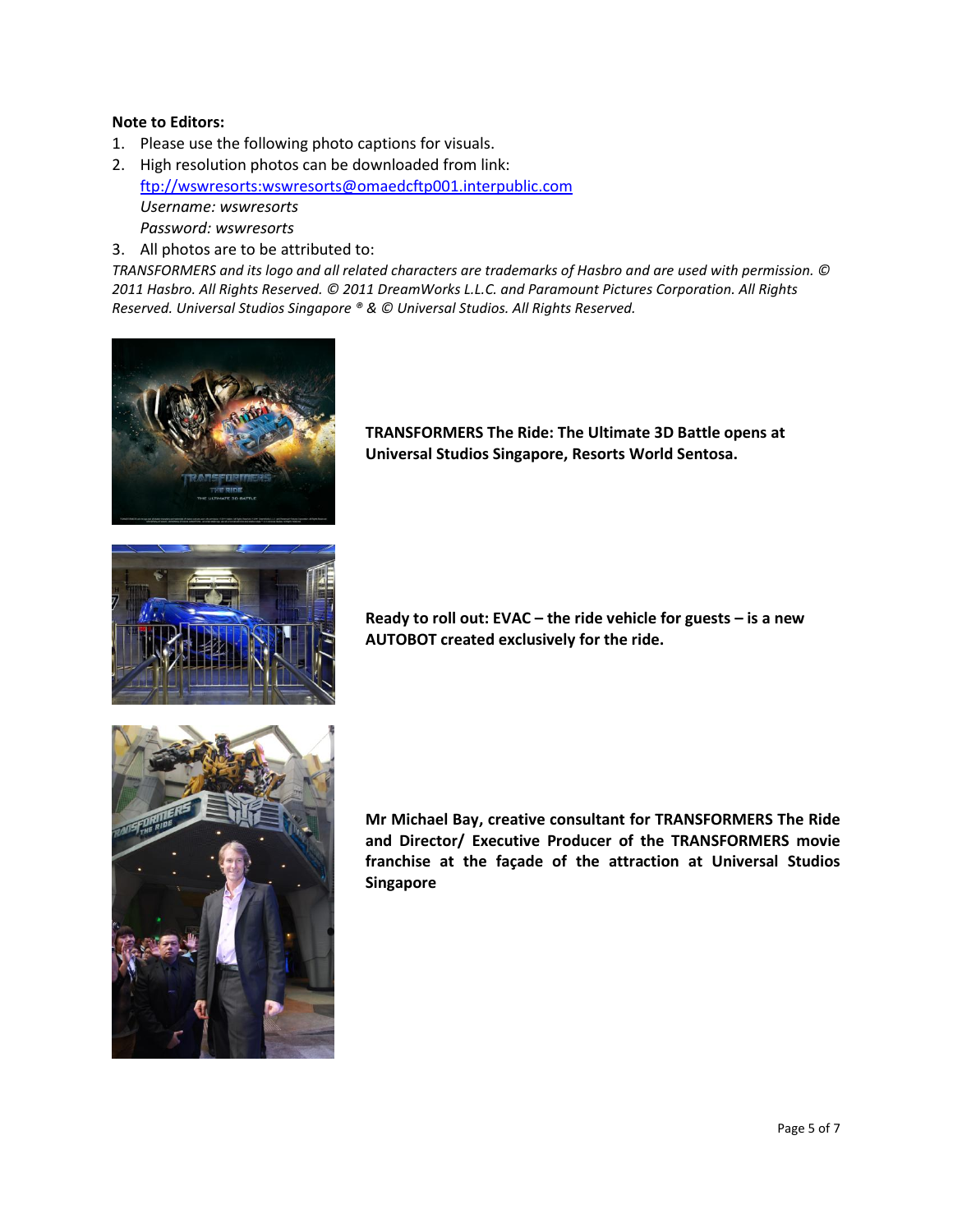**Note to Editors:**

1. Please use the following photo captions for visuals.
2. High resolution photos can be downloaded from link:
   [ftp://wswresorts:wswresorts@omaedcftp001.interpublic.com](ftp://wswresorts:wswresorts@omaedcftp001.interpublic.com)
   *Username: wswresorts*
   *Password: wswresorts*
3. All photos are to be attributed to:

*TRANSFORMERS and its logo and all related characters are trademarks of Hasbro and are used with permission. © 2011 Hasbro. All Rights Reserved. © 2011 DreamWorks L.L.C. and Paramount Pictures Corporation. All Rights Reserved. Universal Studios Singapore ® & © Universal Studios. All Rights Reserved.*

**TRANSFORMERS The Ride: The Ultimate 3D Battle opens at Universal Studios Singapore, Resorts World Sentosa.**

**Ready to roll out: EVAC – the ride vehicle for guests – is a new AUTOBOT created exclusively for the ride.**

**Mr Michael Bay, creative consultant for TRANSFORMERS The Ride and Director/ Executive Producer of the TRANSFORMERS movie franchise at the façade of the attraction at Universal Studios Singapore**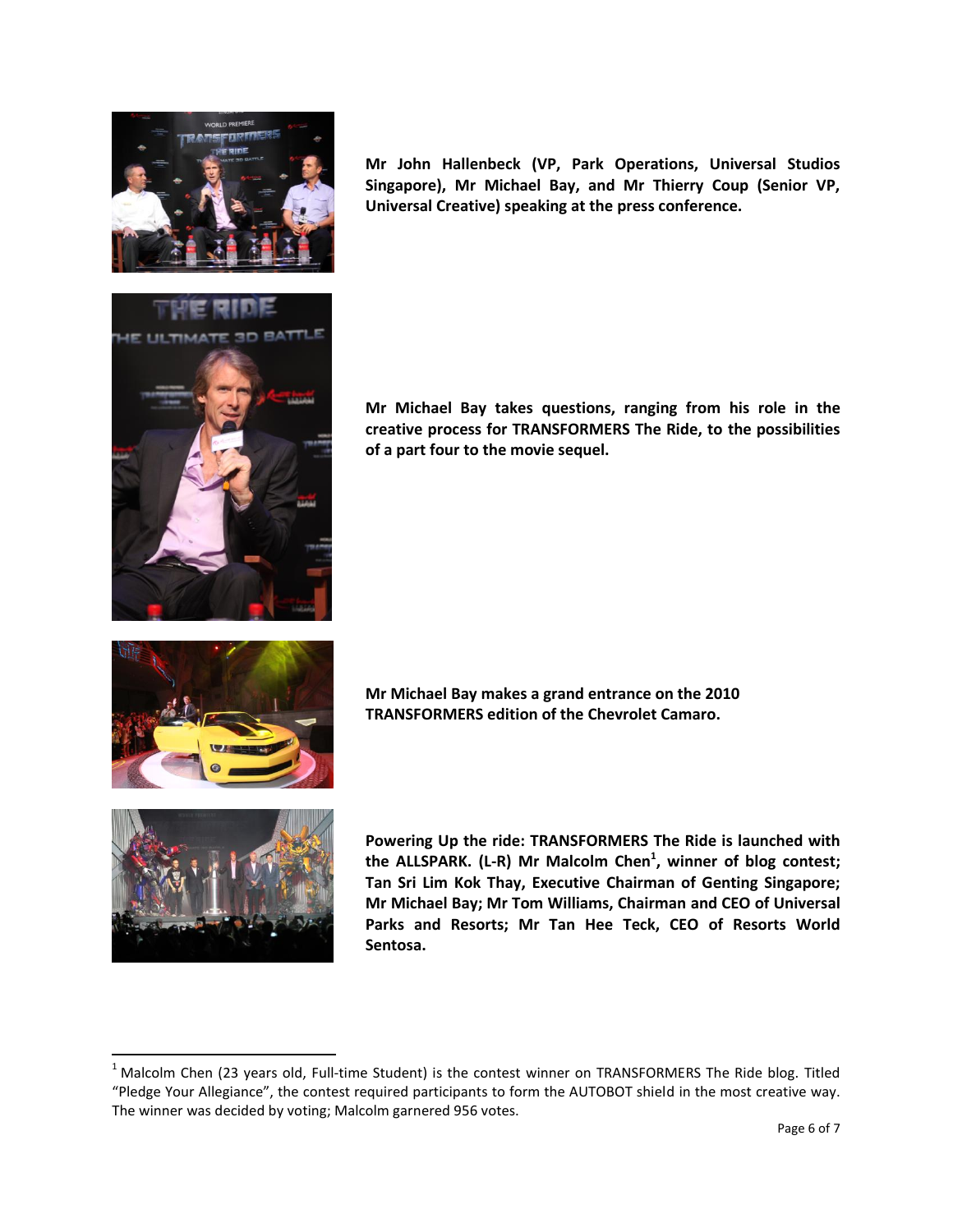**Mr John Hallenbeck (VP, Park Operations, Universal Studios Singapore), Mr Michael Bay, and Mr Thierry Coup (Senior VP, Universal Creative) speaking at the press conference.**

**Mr Michael Bay takes questions, ranging from his role in the creative process for TRANSFORMERS The Ride, to the possibilities of a part four to the movie sequel.**

**Mr Michael Bay makes a grand entrance on the 2010 TRANSFORMERS edition of the Chevrolet Camaro.**

**Powering Up the ride: TRANSFORMERS The Ride is launched with the ALLSPARK. (L-R) Mr Malcolm Chen[1], winner of blog contest; Tan Sri Lim Kok Thay, Executive Chairman of Genting Singapore; Mr Michael Bay; Mr Tom Williams, Chairman and CEO of Universal Parks and Resorts; Mr Tan Hee Teck, CEO of Resorts World Sentosa.**

---

[1] Malcolm Chen (23 years old, Full-time Student) is the contest winner on TRANSFORMERS The Ride blog. Titled "Pledge Your Allegiance", the contest required participants to form the AUTOBOT shield in the most creative way. The winner was decided by voting; Malcolm garnered 956 votes.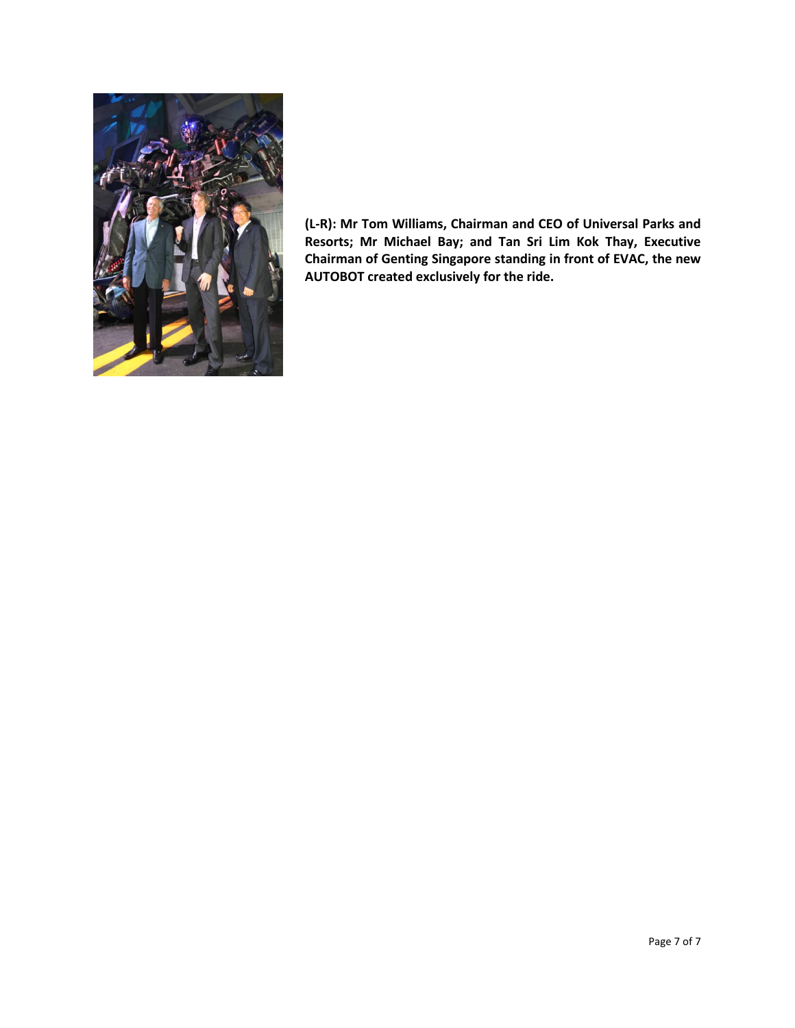**(L-R): Mr Tom Williams, Chairman and CEO of Universal Parks and Resorts; Mr Michael Bay; and Tan Sri Lim Kok Thay, Executive Chairman of Genting Singapore standing in front of EVAC, the new AUTOBOT created exclusively for the ride.**